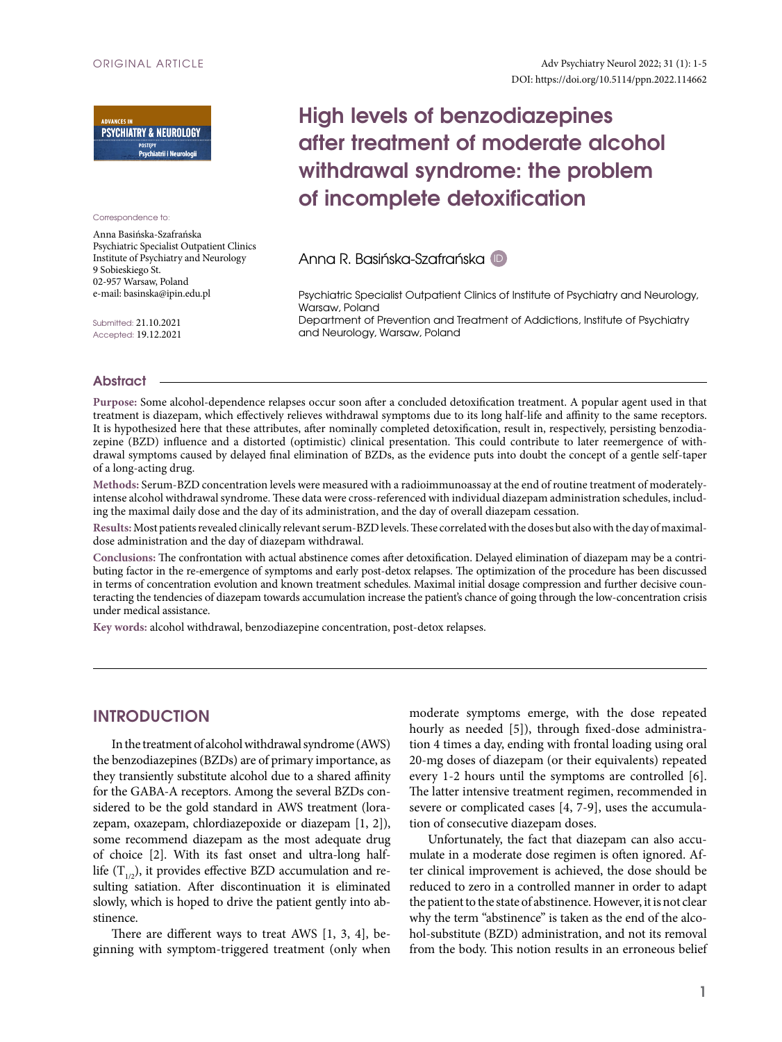ORIGINAL ARTICLE

# High levels of benzodiazepines after treatment of moderate alcohol withdrawal syndrome: the problem of incomplete detoxification

Anna R. Basińska-Szafrańska

Psychiatric Specialist Outpatient Clinics of Institute of Psychiatry and Neurology, Warsaw, Poland
Department of Prevention and Treatment of Addictions, Institute of Psychiatry and Neurology, Warsaw, Poland

Correspondence to:

Anna Basińska-Szafrańska
Psychiatric Specialist Outpatient Clinics
Institute of Psychiatry and Neurology
9 Sobieskiego St.
02-957 Warsaw, Poland
e-mail: basinska@ipin.edu.pl

Submitted: 21.10.2021
Accepted: 19.12.2021

## Abstract

**Purpose:** Some alcohol-dependence relapses occur soon after a concluded detoxification treatment. A popular agent used in that treatment is diazepam, which effectively relieves withdrawal symptoms due to its long half-life and affinity to the same receptors. It is hypothesized here that these attributes, after nominally completed detoxification, result in, respectively, persisting benzodiazepine (BZD) influence and a distorted (optimistic) clinical presentation. This could contribute to later reemergence of withdrawal symptoms caused by delayed final elimination of BZDs, as the evidence puts into doubt the concept of a gentle self-taper of a long-acting drug.

**Methods:** Serum-BZD concentration levels were measured with a radioimmunoassay at the end of routine treatment of moderately-intense alcohol withdrawal syndrome. These data were cross-referenced with individual diazepam administration schedules, including the maximal daily dose and the day of its administration, and the day of overall diazepam cessation.

**Results:** Most patients revealed clinically relevant serum-BZD levels. These correlated with the doses but also with the day of maximal-dose administration and the day of diazepam withdrawal.

**Conclusions:** The confrontation with actual abstinence comes after detoxification. Delayed elimination of diazepam may be a contributing factor in the re-emergence of symptoms and early post-detox relapses. The optimization of the procedure has been discussed in terms of concentration evolution and known treatment schedules. Maximal initial dosage compression and further decisive counteracting the tendencies of diazepam towards accumulation increase the patient's chance of going through the low-concentration crisis under medical assistance.

**Key words:** alcohol withdrawal, benzodiazepine concentration, post-detox relapses.

## INTRODUCTION

In the treatment of alcohol withdrawal syndrome (AWS) the benzodiazepines (BZDs) are of primary importance, as they transiently substitute alcohol due to a shared affinity for the GABA-A receptors. Among the several BZDs considered to be the gold standard in AWS treatment (lorazepam, oxazepam, chlordiazepoxide or diazepam [1, 2]), some recommend diazepam as the most adequate drug of choice [2]. With its fast onset and ultra-long half-life ($T_{1/2}$), it provides effective BZD accumulation and resulting satiation. After discontinuation it is eliminated slowly, which is hoped to drive the patient gently into abstinence.

There are different ways to treat AWS [1, 3, 4], beginning with symptom-triggered treatment (only when moderate symptoms emerge, with the dose repeated hourly as needed [5]), through fixed-dose administration 4 times a day, ending with frontal loading using oral 20-mg doses of diazepam (or their equivalents) repeated every 1-2 hours until the symptoms are controlled [6]. The latter intensive treatment regimen, recommended in severe or complicated cases [4, 7-9], uses the accumulation of consecutive diazepam doses.

Unfortunately, the fact that diazepam can also accumulate in a moderate dose regimen is often ignored. After clinical improvement is achieved, the dose should be reduced to zero in a controlled manner in order to adapt the patient to the state of abstinence. However, it is not clear why the term "abstinence" is taken as the end of the alcohol-substitute (BZD) administration, and not its removal from the body. This notion results in an erroneous belief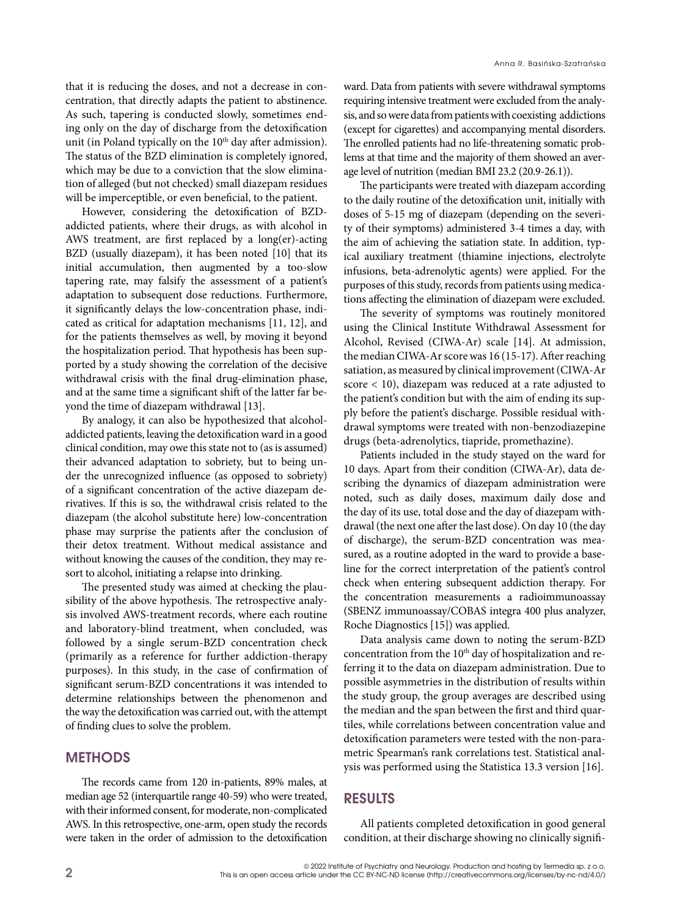that it is reducing the doses, and not a decrease in concentration, that directly adapts the patient to abstinence. As such, tapering is conducted slowly, sometimes ending only on the day of discharge from the detoxification unit (in Poland typically on the 10th day after admission). The status of the BZD elimination is completely ignored, which may be due to a conviction that the slow elimination of alleged (but not checked) small diazepam residues will be imperceptible, or even beneficial, to the patient.

However, considering the detoxification of BZD-addicted patients, where their drugs, as with alcohol in AWS treatment, are first replaced by a long(er)-acting BZD (usually diazepam), it has been noted [10] that its initial accumulation, then augmented by a too-slow tapering rate, may falsify the assessment of a patient's adaptation to subsequent dose reductions. Furthermore, it significantly delays the low-concentration phase, indicated as critical for adaptation mechanisms [11, 12], and for the patients themselves as well, by moving it beyond the hospitalization period. That hypothesis has been supported by a study showing the correlation of the decisive withdrawal crisis with the final drug-elimination phase, and at the same time a significant shift of the latter far beyond the time of diazepam withdrawal [13].

By analogy, it can also be hypothesized that alcohol-addicted patients, leaving the detoxification ward in a good clinical condition, may owe this state not to (as is assumed) their advanced adaptation to sobriety, but to being under the unrecognized influence (as opposed to sobriety) of a significant concentration of the active diazepam derivatives. If this is so, the withdrawal crisis related to the diazepam (the alcohol substitute here) low-concentration phase may surprise the patients after the conclusion of their detox treatment. Without medical assistance and without knowing the causes of the condition, they may resort to alcohol, initiating a relapse into drinking.

The presented study was aimed at checking the plausibility of the above hypothesis. The retrospective analysis involved AWS-treatment records, where each routine and laboratory-blind treatment, when concluded, was followed by a single serum-BZD concentration check (primarily as a reference for further addiction-therapy purposes). In this study, in the case of confirmation of significant serum-BZD concentrations it was intended to determine relationships between the phenomenon and the way the detoxification was carried out, with the attempt of finding clues to solve the problem.

## METHODS

The records came from 120 in-patients, 89% males, at median age 52 (interquartile range 40-59) who were treated, with their informed consent, for moderate, non-complicated AWS. In this retrospective, one-arm, open study the records were taken in the order of admission to the detoxification ward. Data from patients with severe withdrawal symptoms requiring intensive treatment were excluded from the analysis, and so were data from patients with coexisting addictions (except for cigarettes) and accompanying mental disorders. The enrolled patients had no life-threatening somatic problems at that time and the majority of them showed an average level of nutrition (median BMI 23.2 (20.9-26.1)).

The participants were treated with diazepam according to the daily routine of the detoxification unit, initially with doses of 5-15 mg of diazepam (depending on the severity of their symptoms) administered 3-4 times a day, with the aim of achieving the satiation state. In addition, typical auxiliary treatment (thiamine injections, electrolyte infusions, beta-adrenolytic agents) were applied. For the purposes of this study, records from patients using medications affecting the elimination of diazepam were excluded.

The severity of symptoms was routinely monitored using the Clinical Institute Withdrawal Assessment for Alcohol, Revised (CIWA-Ar) scale [14]. At admission, the median CIWA-Ar score was 16 (15-17). After reaching satiation, as measured by clinical improvement (CIWA-Ar score < 10), diazepam was reduced at a rate adjusted to the patient's condition but with the aim of ending its supply before the patient's discharge. Possible residual withdrawal symptoms were treated with non-benzodiazepine drugs (beta-adrenolytics, tiapride, promethazine).

Patients included in the study stayed on the ward for 10 days. Apart from their condition (CIWA-Ar), data describing the dynamics of diazepam administration were noted, such as daily doses, maximum daily dose and the day of its use, total dose and the day of diazepam withdrawal (the next one after the last dose). On day 10 (the day of discharge), the serum-BZD concentration was measured, as a routine adopted in the ward to provide a baseline for the correct interpretation of the patient's control check when entering subsequent addiction therapy. For the concentration measurements a radioimmunoassay (SBENZ immunoassay/COBAS integra 400 plus analyzer, Roche Diagnostics [15]) was applied.

Data analysis came down to noting the serum-BZD concentration from the 10th day of hospitalization and referring it to the data on diazepam administration. Due to possible asymmetries in the distribution of results within the study group, the group averages are described using the median and the span between the first and third quartiles, while correlations between concentration value and detoxification parameters were tested with the non-parametric Spearman's rank correlations test. Statistical analysis was performed using the Statistica 13.3 version [16].

## RESULTS

All patients completed detoxification in good general condition, at their discharge showing no clinically signifi-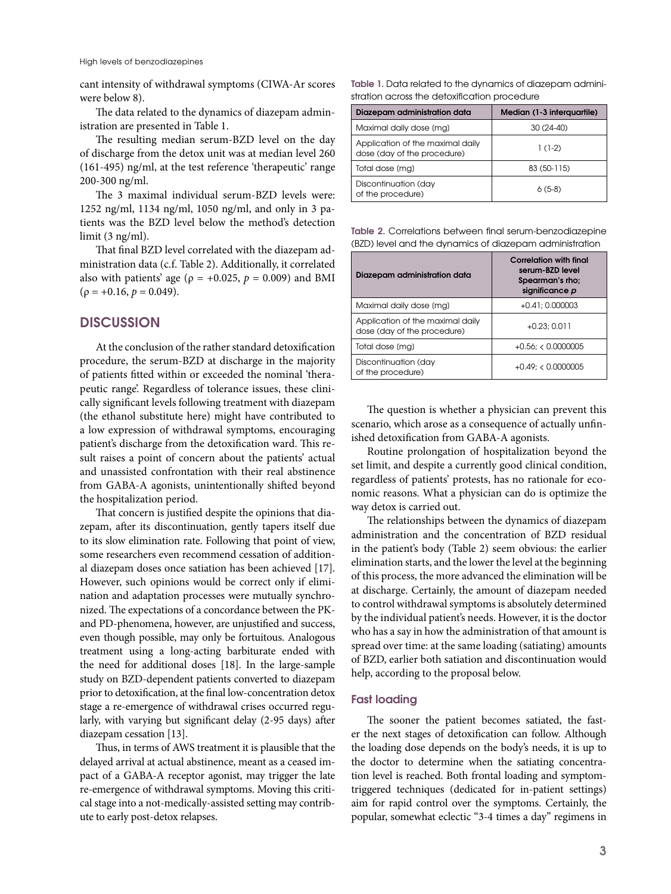cant intensity of withdrawal symptoms (CIWA-Ar scores were below 8).

The data related to the dynamics of diazepam administration are presented in Table 1.

The resulting median serum-BZD level on the day of discharge from the detox unit was at median level 260 (161-495) ng/ml, at the test reference 'therapeutic' range 200-300 ng/ml.

The 3 maximal individual serum-BZD levels were: 1252 ng/ml, 1134 ng/ml, 1050 ng/ml, and only in 3 patients was the BZD level below the method's detection limit (3 ng/ml).

That final BZD level correlated with the diazepam administration data (c.f. Table 2). Additionally, it correlated also with patients' age ($\rho = +0.025$, $p = 0.009$) and BMI ($\rho = +0.16$, $p = 0.049$).

**Table 1.** Data related to the dynamics of diazepam administration across the detoxification procedure

| Diazepam administration data | Median (1-3 interquartile) |
|---|---|
| Maximal daily dose (mg) | 30 (24-40) |
| Application of the maximal daily dose (day of the procedure) | 1 (1-2) |
| Total dose (mg) | 83 (50-115) |
| Discontinuation (day of the procedure) | 6 (5-8) |

**Table 2.** Correlations between final serum-benzodiazepine (BZD) level and the dynamics of diazepam administration

| Diazepam administration data | Correlation with final serum-BZD level Spearman's rho; significance *p* |
|---|---|
| Maximal daily dose (mg) | +0.41; 0.000003 |
| Application of the maximal daily dose (day of the procedure) | +0.23; 0.011 |
| Total dose (mg) | +0.56; < 0.0000005 |
| Discontinuation (day of the procedure) | +0.49; < 0.0000005 |

## DISCUSSION

At the conclusion of the rather standard detoxification procedure, the serum-BZD at discharge in the majority of patients fitted within or exceeded the nominal 'therapeutic range'. Regardless of tolerance issues, these clinically significant levels following treatment with diazepam (the ethanol substitute here) might have contributed to a low expression of withdrawal symptoms, encouraging patient's discharge from the detoxification ward. This result raises a point of concern about the patients' actual and unassisted confrontation with their real abstinence from GABA-A agonists, unintentionally shifted beyond the hospitalization period.

That concern is justified despite the opinions that diazepam, after its discontinuation, gently tapers itself due to its slow elimination rate. Following that point of view, some researchers even recommend cessation of additional diazepam doses once satiation has been achieved [17]. However, such opinions would be correct only if elimination and adaptation processes were mutually synchronized. The expectations of a concordance between the PK- and PD-phenomena, however, are unjustified and success, even though possible, may only be fortuitous. Analogous treatment using a long-acting barbiturate ended with the need for additional doses [18]. In the large-sample study on BZD-dependent patients converted to diazepam prior to detoxification, at the final low-concentration detox stage a re-emergence of withdrawal crises occurred regularly, with varying but significant delay (2-95 days) after diazepam cessation [13].

Thus, in terms of AWS treatment it is plausible that the delayed arrival at actual abstinence, meant as a ceased impact of a GABA-A receptor agonist, may trigger the late re-emergence of withdrawal symptoms. Moving this critical stage into a not-medically-assisted setting may contribute to early post-detox relapses.

The question is whether a physician can prevent this scenario, which arose as a consequence of actually unfinished detoxification from GABA-A agonists.

Routine prolongation of hospitalization beyond the set limit, and despite a currently good clinical condition, regardless of patients' protests, has no rationale for economic reasons. What a physician can do is optimize the way detox is carried out.

The relationships between the dynamics of diazepam administration and the concentration of BZD residual in the patient's body (Table 2) seem obvious: the earlier elimination starts, and the lower the level at the beginning of this process, the more advanced the elimination will be at discharge. Certainly, the amount of diazepam needed to control withdrawal symptoms is absolutely determined by the individual patient's needs. However, it is the doctor who has a say in how the administration of that amount is spread over time: at the same loading (satiating) amounts of BZD, earlier both satiation and discontinuation would help, according to the proposal below.

### Fast loading

The sooner the patient becomes satiated, the faster the next stages of detoxification can follow. Although the loading dose depends on the body's needs, it is up to the doctor to determine when the satiating concentration level is reached. Both frontal loading and symptom-triggered techniques (dedicated for in-patient settings) aim for rapid control over the symptoms. Certainly, the popular, somewhat eclectic "3-4 times a day" regimens in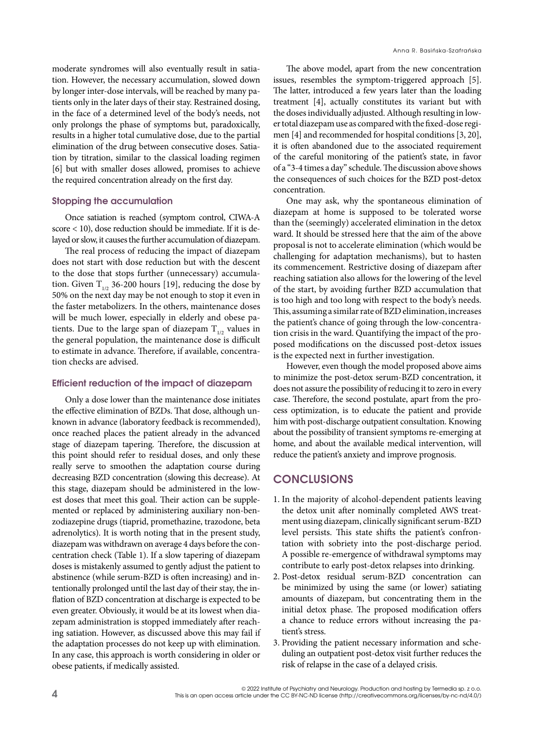moderate syndromes will also eventually result in satiation. However, the necessary accumulation, slowed down by longer inter-dose intervals, will be reached by many patients only in the later days of their stay. Restrained dosing, in the face of a determined level of the body's needs, not only prolongs the phase of symptoms but, paradoxically, results in a higher total cumulative dose, due to the partial elimination of the drug between consecutive doses. Satiation by titration, similar to the classical loading regimen [6] but with smaller doses allowed, promises to achieve the required concentration already on the first day.

### Stopping the accumulation

Once satiation is reached (symptom control, CIWA-A score < 10), dose reduction should be immediate. If it is delayed or slow, it causes the further accumulation of diazepam.

The real process of reducing the impact of diazepam does not start with dose reduction but with the descent to the dose that stops further (unnecessary) accumulation. Given $T_{1/2}$ 36-200 hours [19], reducing the dose by 50% on the next day may be not enough to stop it even in the faster metabolizers. In the others, maintenance doses will be much lower, especially in elderly and obese patients. Due to the large span of diazepam $T_{1/2}$ values in the general population, the maintenance dose is difficult to estimate in advance. Therefore, if available, concentration checks are advised.

### Efficient reduction of the impact of diazepam

Only a dose lower than the maintenance dose initiates the effective elimination of BZDs. That dose, although unknown in advance (laboratory feedback is recommended), once reached places the patient already in the advanced stage of diazepam tapering. Therefore, the discussion at this point should refer to residual doses, and only these really serve to smoothen the adaptation course during decreasing BZD concentration (slowing this decrease). At this stage, diazepam should be administered in the lowest doses that meet this goal. Their action can be supplemented or replaced by administering auxiliary non-benzodiazepine drugs (tiaprid, promethazine, trazodone, beta adrenolytics). It is worth noting that in the present study, diazepam was withdrawn on average 4 days before the concentration check (Table 1). If a slow tapering of diazepam doses is mistakenly assumed to gently adjust the patient to abstinence (while serum-BZD is often increasing) and intentionally prolonged until the last day of their stay, the inflation of BZD concentration at discharge is expected to be even greater. Obviously, it would be at its lowest when diazepam administration is stopped immediately after reaching satiation. However, as discussed above this may fail if the adaptation processes do not keep up with elimination. In any case, this approach is worth considering in older or obese patients, if medically assisted.

The above model, apart from the new concentration issues, resembles the symptom-triggered approach [5]. The latter, introduced a few years later than the loading treatment [4], actually constitutes its variant but with the doses individually adjusted. Although resulting in lower total diazepam use as compared with the fixed-dose regimen [4] and recommended for hospital conditions [3, 20], it is often abandoned due to the associated requirement of the careful monitoring of the patient's state, in favor of a "3-4 times a day" schedule. The discussion above shows the consequences of such choices for the BZD post-detox concentration.

One may ask, why the spontaneous elimination of diazepam at home is supposed to be tolerated worse than the (seemingly) accelerated elimination in the detox ward. It should be stressed here that the aim of the above proposal is not to accelerate elimination (which would be challenging for adaptation mechanisms), but to hasten its commencement. Restrictive dosing of diazepam after reaching satiation also allows for the lowering of the level of the start, by avoiding further BZD accumulation that is too high and too long with respect to the body's needs. This, assuming a similar rate of BZD elimination, increases the patient's chance of going through the low-concentration crisis in the ward. Quantifying the impact of the proposed modifications on the discussed post-detox issues is the expected next in further investigation.

However, even though the model proposed above aims to minimize the post-detox serum-BZD concentration, it does not assure the possibility of reducing it to zero in every case. Therefore, the second postulate, apart from the process optimization, is to educate the patient and provide him with post-discharge outpatient consultation. Knowing about the possibility of transient symptoms re-emerging at home, and about the available medical intervention, will reduce the patient's anxiety and improve prognosis.

## CONCLUSIONS

1. In the majority of alcohol-dependent patients leaving the detox unit after nominally completed AWS treatment using diazepam, clinically significant serum-BZD level persists. This state shifts the patient's confrontation with sobriety into the post-discharge period. A possible re-emergence of withdrawal symptoms may contribute to early post-detox relapses into drinking.
2. Post-detox residual serum-BZD concentration can be minimized by using the same (or lower) satiating amounts of diazepam, but concentrating them in the initial detox phase. The proposed modification offers a chance to reduce errors without increasing the patient's stress.
3. Providing the patient necessary information and scheduling an outpatient post-detox visit further reduces the risk of relapse in the case of a delayed crisis.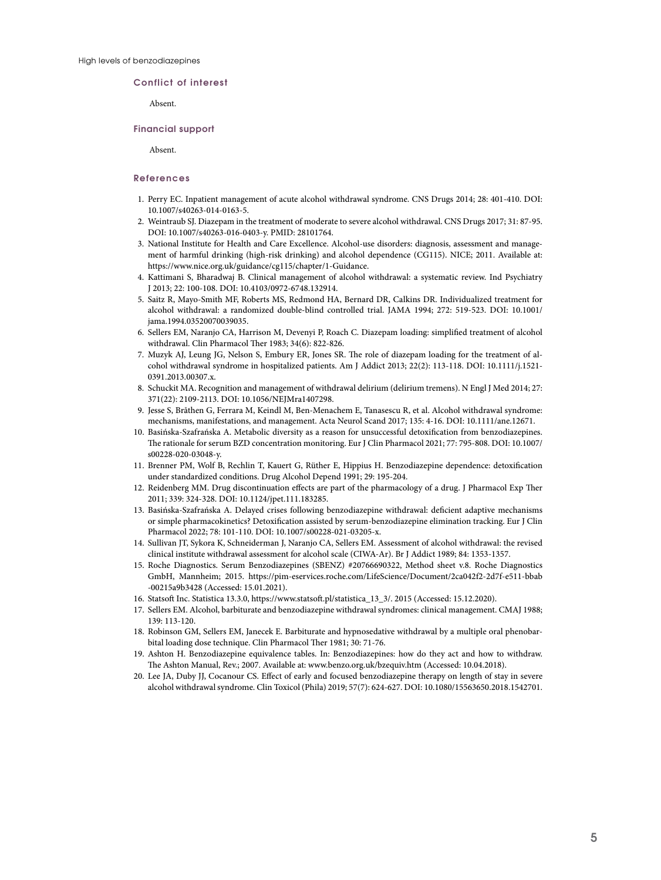## Conflict of interest

Absent.

## Financial support

Absent.

## References

1. Perry EC. Inpatient management of acute alcohol withdrawal syndrome. CNS Drugs 2014; 28: 401-410. DOI: 10.1007/s40263-014-0163-5.
2. Weintraub SJ. Diazepam in the treatment of moderate to severe alcohol withdrawal. CNS Drugs 2017; 31: 87-95. DOI: 10.1007/s40263-016-0403-y. PMID: 28101764.
3. National Institute for Health and Care Excellence. Alcohol-use disorders: diagnosis, assessment and management of harmful drinking (high-risk drinking) and alcohol dependence (CG115). NICE; 2011. Available at: https://www.nice.org.uk/guidance/cg115/chapter/1-Guidance.
4. Kattimani S, Bharadwaj B. Clinical management of alcohol withdrawal: a systematic review. Ind Psychiatry J 2013; 22: 100-108. DOI: 10.4103/0972-6748.132914.
5. Saitz R, Mayo-Smith MF, Roberts MS, Redmond HA, Bernard DR, Calkins DR. Individualized treatment for alcohol withdrawal: a randomized double-blind controlled trial. JAMA 1994; 272: 519-523. DOI: 10.1001/jama.1994.03520070039035.
6. Sellers EM, Naranjo CA, Harrison M, Devenyi P, Roach C. Diazepam loading: simplified treatment of alcohol withdrawal. Clin Pharmacol Ther 1983; 34(6): 822-826.
7. Muzyk AJ, Leung JG, Nelson S, Embury ER, Jones SR. The role of diazepam loading for the treatment of alcohol withdrawal syndrome in hospitalized patients. Am J Addict 2013; 22(2): 113-118. DOI: 10.1111/j.1521-0391.2013.00307.x.
8. Schuckit MA. Recognition and management of withdrawal delirium (delirium tremens). N Engl J Med 2014; 27: 371(22): 2109-2113. DOI: 10.1056/NEJMra1407298.
9. Jesse S, Bråthen G, Ferrara M, Keindl M, Ben-Menachem E, Tanasescu R, et al. Alcohol withdrawal syndrome: mechanisms, manifestations, and management. Acta Neurol Scand 2017; 135: 4-16. DOI: 10.1111/ane.12671.
10. Basińska-Szafrańska A. Metabolic diversity as a reason for unsuccessful detoxification from benzodiazepines. The rationale for serum BZD concentration monitoring. Eur J Clin Pharmacol 2021; 77: 795-808. DOI: 10.1007/s00228-020-03048-y.
11. Brenner PM, Wolf B, Rechlin T, Kauert G, Rüther E, Hippius H. Benzodiazepine dependence: detoxification under standardized conditions. Drug Alcohol Depend 1991; 29: 195-204.
12. Reidenberg MM. Drug discontinuation effects are part of the pharmacology of a drug. J Pharmacol Exp Ther 2011; 339: 324-328. DOI: 10.1124/jpet.111.183285.
13. Basińska-Szafrańska A. Delayed crises following benzodiazepine withdrawal: deficient adaptive mechanisms or simple pharmacokinetics? Detoxification assisted by serum-benzodiazepine elimination tracking. Eur J Clin Pharmacol 2022; 78: 101-110. DOI: 10.1007/s00228-021-03205-x.
14. Sullivan JT, Sykora K, Schneiderman J, Naranjo CA, Sellers EM. Assessment of alcohol withdrawal: the revised clinical institute withdrawal assessment for alcohol scale (CIWA-Ar). Br J Addict 1989; 84: 1353-1357.
15. Roche Diagnostics. Serum Benzodiazepines (SBENZ) #20766690322, Method sheet v.8. Roche Diagnostics GmbH, Mannheim; 2015. https://pim-eservices.roche.com/LifeScience/Document/2ca042f2-2d7f-e511-bbab-00215a9b3428 (Accessed: 15.01.2021).
16. Statsoft Inc. Statistica 13.3.0, https://www.statsoft.pl/statistica_13_3/. 2015 (Accessed: 15.12.2020).
17. Sellers EM. Alcohol, barbiturate and benzodiazepine withdrawal syndromes: clinical management. CMAJ 1988; 139: 113-120.
18. Robinson GM, Sellers EM, Janecek E. Barbiturate and hypnosedative withdrawal by a multiple oral phenobarbital loading dose technique. Clin Pharmacol Ther 1981; 30: 71-76.
19. Ashton H. Benzodiazepine equivalence tables. In: Benzodiazepines: how do they act and how to withdraw. The Ashton Manual, Rev.; 2007. Available at: www.benzo.org.uk/bzequiv.htm (Accessed: 10.04.2018).
20. Lee JA, Duby JJ, Cocanour CS. Effect of early and focused benzodiazepine therapy on length of stay in severe alcohol withdrawal syndrome. Clin Toxicol (Phila) 2019; 57(7): 624-627. DOI: 10.1080/15563650.2018.1542701.